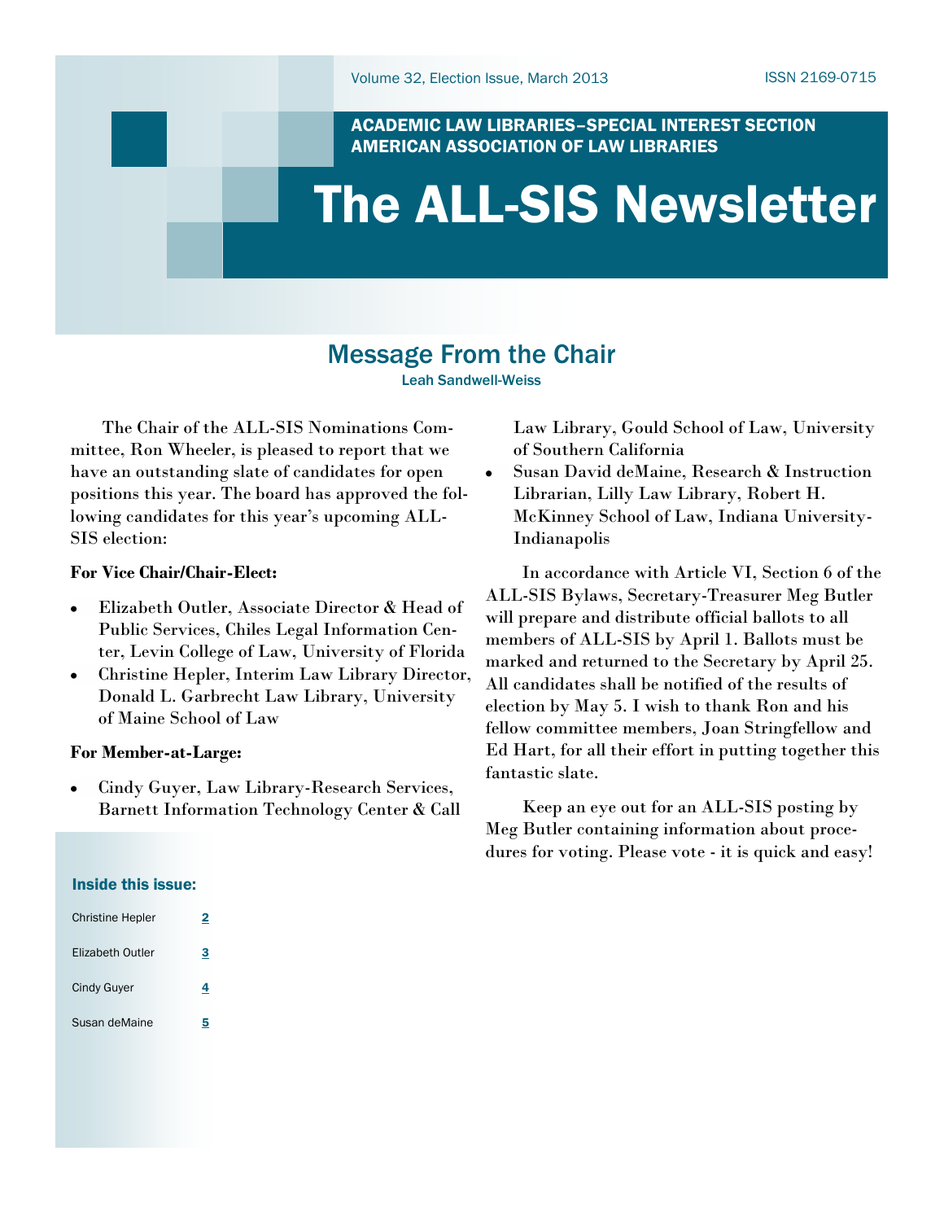Volume 32, Election Issue, March 2013 ISSN 2169-0715

ACADEMIC LAW LIBRARIES–SPECIAL INTEREST SECTION
AMERICAN ASSOCIATION OF LAW LIBRARIES

# The ALL-SIS Newsletter

## Message From the Chair

Leah Sandwell-Weiss

The Chair of the ALL-SIS Nominations Committee, Ron Wheeler, is pleased to report that we have an outstanding slate of candidates for open positions this year. The board has approved the following candidates for this year's upcoming ALL-SIS election:

**For Vice Chair/Chair-Elect:**

- Elizabeth Outler, Associate Director & Head of Public Services, Chiles Legal Information Center, Levin College of Law, University of Florida
- Christine Hepler, Interim Law Library Director, Donald L. Garbrecht Law Library, University of Maine School of Law

**For Member-at-Large:**

- Cindy Guyer, Law Library-Research Services, Barnett Information Technology Center & Call Law Library, Gould School of Law, University of Southern California
- Susan David deMaine, Research & Instruction Librarian, Lilly Law Library, Robert H. McKinney School of Law, Indiana University-Indianapolis

In accordance with Article VI, Section 6 of the ALL-SIS Bylaws, Secretary-Treasurer Meg Butler will prepare and distribute official ballots to all members of ALL-SIS by April 1. Ballots must be marked and returned to the Secretary by April 25. All candidates shall be notified of the results of election by May 5. I wish to thank Ron and his fellow committee members, Joan Stringfellow and Ed Hart, for all their effort in putting together this fantastic slate.

Keep an eye out for an ALL-SIS posting by Meg Butler containing information about procedures for voting. Please vote - it is quick and easy!

### Inside this issue:

| | |
|---|---|
| Christine Hepler | 2 |
| Elizabeth Outler | 3 |
| Cindy Guyer | 4 |
| Susan deMaine | 5 |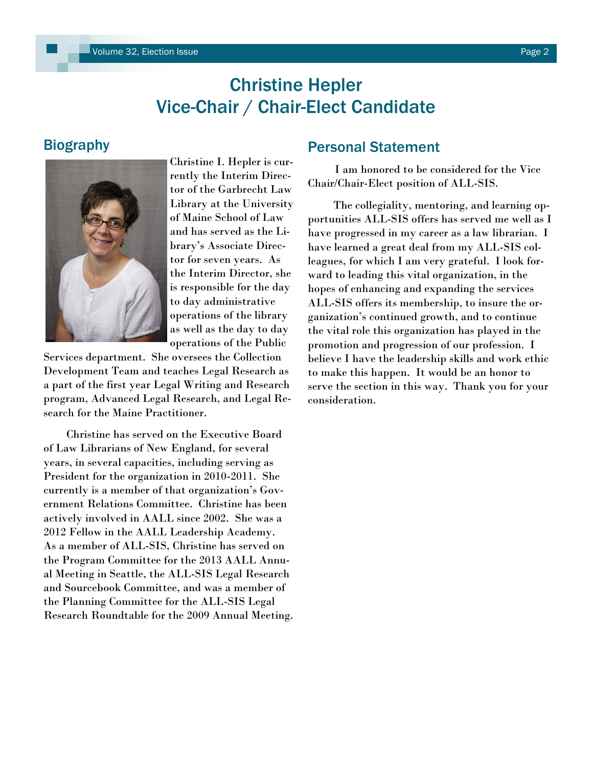# Christine Hepler
# Vice-Chair / Chair-Elect Candidate

## Biography

Christine I. Hepler is currently the Interim Director of the Garbrecht Law Library at the University of Maine School of Law and has served as the Library's Associate Director for seven years. As the Interim Director, she is responsible for the day to day administrative operations of the library as well as the day to day operations of the Public Services department. She oversees the Collection Development Team and teaches Legal Research as a part of the first year Legal Writing and Research program, Advanced Legal Research, and Legal Research for the Maine Practitioner.

Christine has served on the Executive Board of Law Librarians of New England, for several years, in several capacities, including serving as President for the organization in 2010-2011. She currently is a member of that organization's Government Relations Committee. Christine has been actively involved in AALL since 2002. She was a 2012 Fellow in the AALL Leadership Academy. As a member of ALL-SIS, Christine has served on the Program Committee for the 2013 AALL Annual Meeting in Seattle, the ALL-SIS Legal Research and Sourcebook Committee, and was a member of the Planning Committee for the ALL-SIS Legal Research Roundtable for the 2009 Annual Meeting.

## Personal Statement

I am honored to be considered for the Vice Chair/Chair-Elect position of ALL-SIS.

The collegiality, mentoring, and learning opportunities ALL-SIS offers has served me well as I have progressed in my career as a law librarian. I have learned a great deal from my ALL-SIS colleagues, for which I am very grateful. I look forward to leading this vital organization, in the hopes of enhancing and expanding the services ALL-SIS offers its membership, to insure the organization's continued growth, and to continue the vital role this organization has played in the promotion and progression of our profession. I believe I have the leadership skills and work ethic to make this happen. It would be an honor to serve the section in this way. Thank you for your consideration.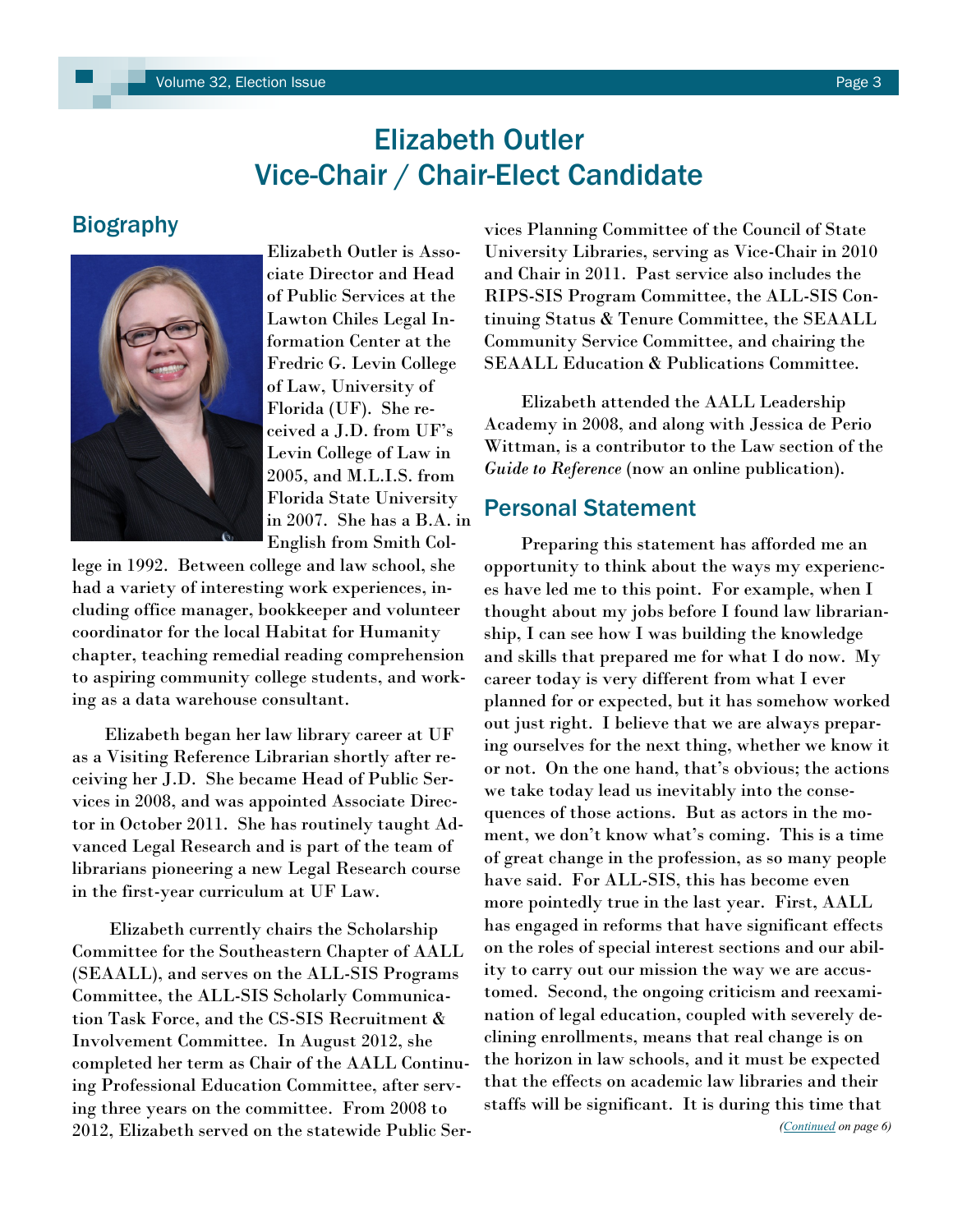# Elizabeth Outler
# Vice-Chair / Chair-Elect Candidate

## Biography

Elizabeth Outler is Associate Director and Head of Public Services at the Lawton Chiles Legal Information Center at the Fredric G. Levin College of Law, University of Florida (UF). She received a J.D. from UF's Levin College of Law in 2005, and M.L.I.S. from Florida State University in 2007. She has a B.A. in English from Smith College in 1992. Between college and law school, she had a variety of interesting work experiences, including office manager, bookkeeper and volunteer coordinator for the local Habitat for Humanity chapter, teaching remedial reading comprehension to aspiring community college students, and working as a data warehouse consultant.

Elizabeth began her law library career at UF as a Visiting Reference Librarian shortly after receiving her J.D. She became Head of Public Services in 2008, and was appointed Associate Director in October 2011. She has routinely taught Advanced Legal Research and is part of the team of librarians pioneering a new Legal Research course in the first-year curriculum at UF Law.

Elizabeth currently chairs the Scholarship Committee for the Southeastern Chapter of AALL (SEAALL), and serves on the ALL-SIS Programs Committee, the ALL-SIS Scholarly Communication Task Force, and the CS-SIS Recruitment & Involvement Committee. In August 2012, she completed her term as Chair of the AALL Continuing Professional Education Committee, after serving three years on the committee. From 2008 to 2012, Elizabeth served on the statewide Public Services Planning Committee of the Council of State University Libraries, serving as Vice-Chair in 2010 and Chair in 2011. Past service also includes the RIPS-SIS Program Committee, the ALL-SIS Continuing Status & Tenure Committee, the SEAALL Community Service Committee, and chairing the SEAALL Education & Publications Committee.

Elizabeth attended the AALL Leadership Academy in 2008, and along with Jessica de Perio Wittman, is a contributor to the Law section of the *Guide to Reference* (now an online publication).

## Personal Statement

Preparing this statement has afforded me an opportunity to think about the ways my experiences have led me to this point. For example, when I thought about my jobs before I found law librarianship, I can see how I was building the knowledge and skills that prepared me for what I do now. My career today is very different from what I ever planned for or expected, but it has somehow worked out just right. I believe that we are always preparing ourselves for the next thing, whether we know it or not. On the one hand, that's obvious; the actions we take today lead us inevitably into the consequences of those actions. But as actors in the moment, we don't know what's coming. This is a time of great change in the profession, as so many people have said. For ALL-SIS, this has become even more pointedly true in the last year. First, AALL has engaged in reforms that have significant effects on the roles of special interest sections and our ability to carry out our mission the way we are accustomed. Second, the ongoing criticism and reexamination of legal education, coupled with severely declining enrollments, means that real change is on the horizon in law schools, and it must be expected that the effects on academic law libraries and their staffs will be significant. It is during this time that

*(Continued on page 6)*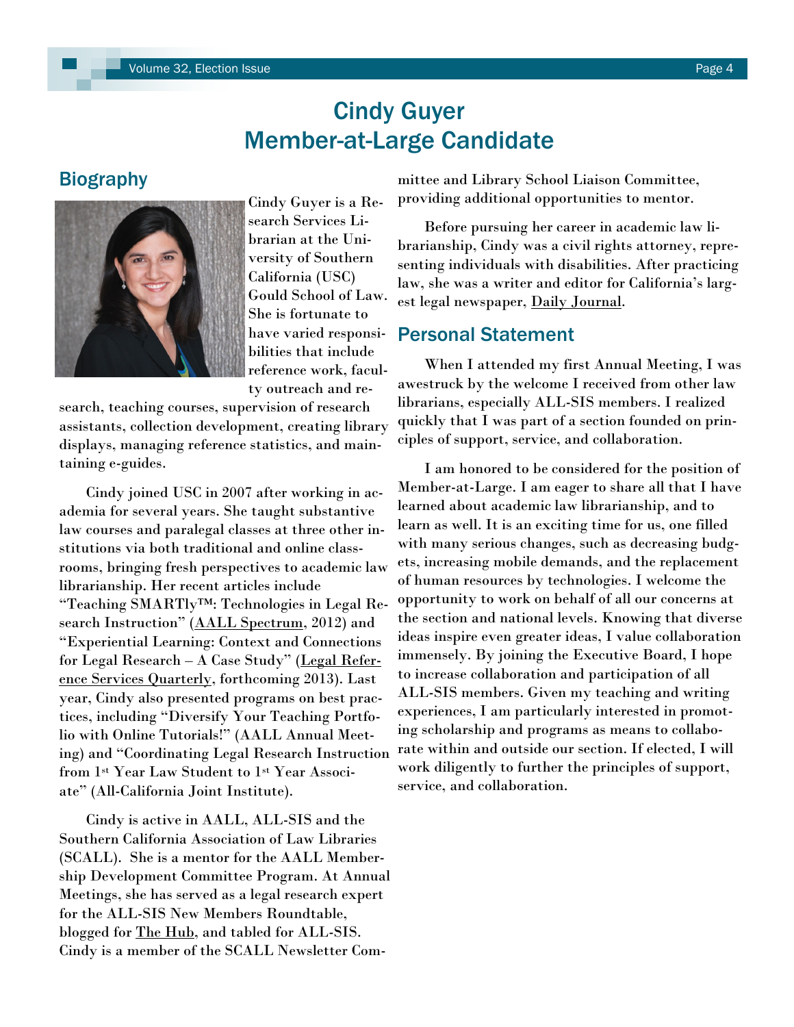# Cindy Guyer
# Member-at-Large Candidate

## Biography

Cindy Guyer is a Research Services Librarian at the University of Southern California (USC) Gould School of Law. She is fortunate to have varied responsibilities that include reference work, faculty outreach and research, teaching courses, supervision of research assistants, collection development, creating library displays, managing reference statistics, and maintaining e-guides.

Cindy joined USC in 2007 after working in academia for several years. She taught substantive law courses and paralegal classes at three other institutions via both traditional and online classrooms, bringing fresh perspectives to academic law librarianship. Her recent articles include "Teaching SMARTly™: Technologies in Legal Research Instruction" (AALL Spectrum, 2012) and "Experiential Learning: Context and Connections for Legal Research – A Case Study" (Legal Reference Services Quarterly, forthcoming 2013). Last year, Cindy also presented programs on best practices, including "Diversify Your Teaching Portfolio with Online Tutorials!" (AALL Annual Meeting) and "Coordinating Legal Research Instruction from 1st Year Law Student to 1st Year Associate" (All-California Joint Institute).

Cindy is active in AALL, ALL-SIS and the Southern California Association of Law Libraries (SCALL). She is a mentor for the AALL Membership Development Committee Program. At Annual Meetings, she has served as a legal research expert for the ALL-SIS New Members Roundtable, blogged for The Hub, and tabled for ALL-SIS. Cindy is a member of the SCALL Newsletter Committee and Library School Liaison Committee, providing additional opportunities to mentor.

Before pursuing her career in academic law librarianship, Cindy was a civil rights attorney, representing individuals with disabilities. After practicing law, she was a writer and editor for California's largest legal newspaper, Daily Journal.

## Personal Statement

When I attended my first Annual Meeting, I was awestruck by the welcome I received from other law librarians, especially ALL-SIS members. I realized quickly that I was part of a section founded on principles of support, service, and collaboration.

I am honored to be considered for the position of Member-at-Large. I am eager to share all that I have learned about academic law librarianship, and to learn as well. It is an exciting time for us, one filled with many serious changes, such as decreasing budgets, increasing mobile demands, and the replacement of human resources by technologies. I welcome the opportunity to work on behalf of all our concerns at the section and national levels. Knowing that diverse ideas inspire even greater ideas, I value collaboration immensely. By joining the Executive Board, I hope to increase collaboration and participation of all ALL-SIS members. Given my teaching and writing experiences, I am particularly interested in promoting scholarship and programs as means to collaborate within and outside our section. If elected, I will work diligently to further the principles of support, service, and collaboration.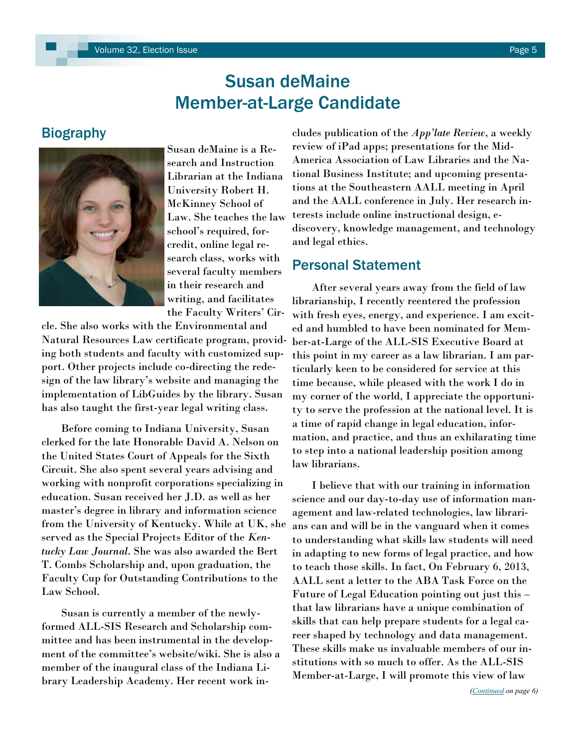# Susan deMaine
# Member-at-Large Candidate

## Biography

Susan deMaine is a Research and Instruction Librarian at the Indiana University Robert H. McKinney School of Law. She teaches the law school's required, for-credit, online legal research class, works with several faculty members in their research and writing, and facilitates the Faculty Writers' Circle. She also works with the Environmental and Natural Resources Law certificate program, providing both students and faculty with customized support. Other projects include co-directing the redesign of the law library's website and managing the implementation of LibGuides by the library. Susan has also taught the first-year legal writing class.

Before coming to Indiana University, Susan clerked for the late Honorable David A. Nelson on the United States Court of Appeals for the Sixth Circuit. She also spent several years advising and working with nonprofit corporations specializing in education. Susan received her J.D. as well as her master's degree in library and information science from the University of Kentucky. While at UK, she served as the Special Projects Editor of the *Kentucky Law Journal*. She was also awarded the Bert T. Combs Scholarship and, upon graduation, the Faculty Cup for Outstanding Contributions to the Law School.

Susan is currently a member of the newly-formed ALL-SIS Research and Scholarship committee and has been instrumental in the development of the committee's website/wiki. She is also a member of the inaugural class of the Indiana Library Leadership Academy. Her recent work includes publication of the *App'late Review*, a weekly review of iPad apps; presentations for the Mid-America Association of Law Libraries and the National Business Institute; and upcoming presentations at the Southeastern AALL meeting in April and the AALL conference in July. Her research interests include online instructional design, e-discovery, knowledge management, and technology and legal ethics.

## Personal Statement

After several years away from the field of law librarianship, I recently reentered the profession with fresh eyes, energy, and experience. I am excited and humbled to have been nominated for Member-at-Large of the ALL-SIS Executive Board at this point in my career as a law librarian. I am particularly keen to be considered for service at this time because, while pleased with the work I do in my corner of the world, I appreciate the opportunity to serve the profession at the national level. It is a time of rapid change in legal education, information, and practice, and thus an exhilarating time to step into a national leadership position among law librarians.

I believe that with our training in information science and our day-to-day use of information management and law-related technologies, law librarians can and will be in the vanguard when it comes to understanding what skills law students will need in adapting to new forms of legal practice, and how to teach those skills. In fact, On February 6, 2013, AALL sent a letter to the ABA Task Force on the Future of Legal Education pointing out just this – that law librarians have a unique combination of skills that can help prepare students for a legal career shaped by technology and data management. These skills make us invaluable members of our institutions with so much to offer. As the ALL-SIS Member-at-Large, I will promote this view of law

*(Continued on page 6)*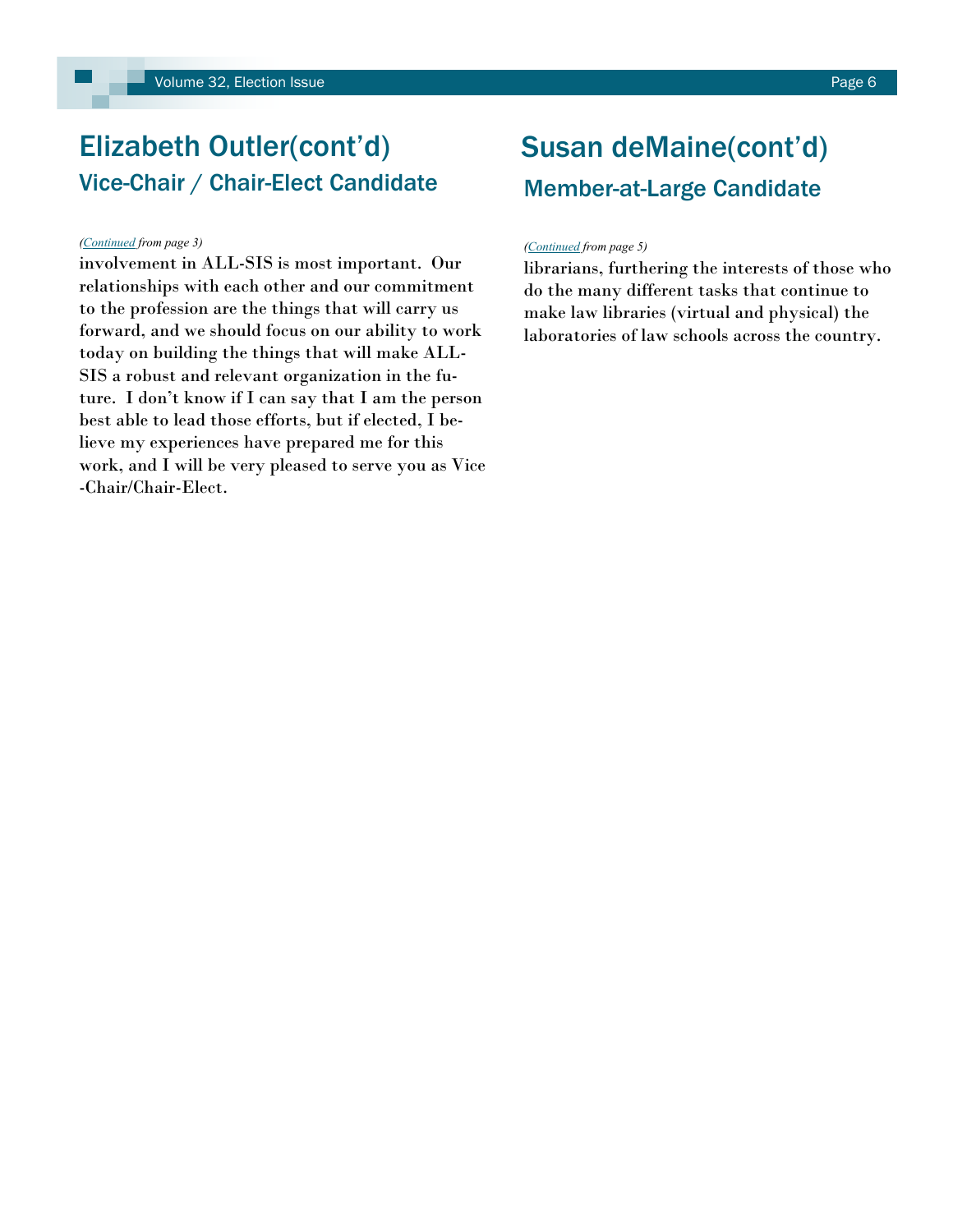## Elizabeth Outler(cont'd)
### Vice-Chair / Chair-Elect Candidate

*(Continued from page 3)*

involvement in ALL-SIS is most important. Our relationships with each other and our commitment to the profession are the things that will carry us forward, and we should focus on our ability to work today on building the things that will make ALL-SIS a robust and relevant organization in the future. I don't know if I can say that I am the person best able to lead those efforts, but if elected, I believe my experiences have prepared me for this work, and I will be very pleased to serve you as Vice-Chair/Chair-Elect.

## Susan deMaine(cont'd)
### Member-at-Large Candidate

*(Continued from page 5)*

librarians, furthering the interests of those who do the many different tasks that continue to make law libraries (virtual and physical) the laboratories of law schools across the country.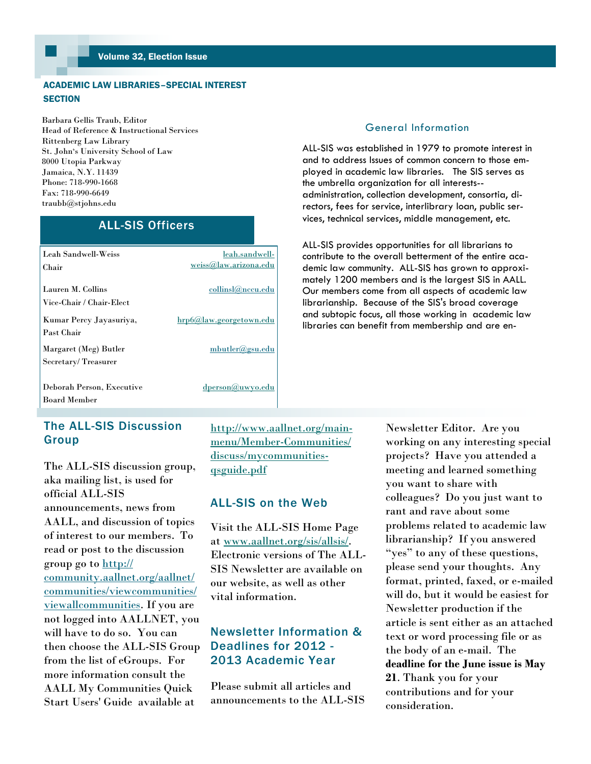## ACADEMIC LAW LIBRARIES–SPECIAL INTEREST SECTION

Barbara Gellis Traub, Editor
Head of Reference & Instructional Services
Rittenberg Law Library
St. John's University School of Law
8000 Utopia Parkway
Jamaica, N.Y. 11439
Phone: 718-990-1668
Fax: 718-990-6649
traubb@stjohns.edu

### ALL-SIS Officers

| | |
|---|---|
| Leah Sandwell-Weiss<br>Chair | leah.sandwell-weiss@law.arizona.edu |
| Lauren M. Collins<br>Vice-Chair / Chair-Elect | collinsl@nccu.edu |
| Kumar Percy Jayasuriya,<br>Past Chair | hrp6@law.georgetown.edu |
| Margaret (Meg) Butler<br>Secretary/ Treasurer | mbutler@gsu.edu |
| Deborah Person, Executive<br>Board Member | dperson@uwyo.edu |

### General Information

ALL-SIS was established in 1979 to promote interest in and to address Issues of common concern to those employed in academic law libraries. The SIS serves as the umbrella organization for all interests--administration, collection development, consortia, directors, fees for service, interlibrary loan, public services, technical services, middle management, etc.

ALL-SIS provides opportunities for all librarians to contribute to the overall betterment of the entire academic law community. ALL-SIS has grown to approximately 1200 members and is the largest SIS in AALL. Our members come from all aspects of academic law librarianship. Because of the SIS's broad coverage and subtopic focus, all those working in academic law libraries can benefit from membership and are en-

## The ALL-SIS Discussion Group

The ALL-SIS discussion group, aka mailing list, is used for official ALL-SIS announcements, news from AALL, and discussion of topics of interest to our members. To read or post to the discussion group go to http://community.aallnet.org/aallnet/communities/viewcommunities/viewallcommunities. If you are not logged into AALLNET, you will have to do so. You can then choose the ALL-SIS Group from the list of eGroups. For more information consult the AALL My Communities Quick Start Users' Guide available at http://www.aallnet.org/main-menu/Member-Communities/discuss/mycommunities-qsguide.pdf

## ALL-SIS on the Web

Visit the ALL-SIS Home Page at www.aallnet.org/sis/allsis/. Electronic versions of The ALL-SIS Newsletter are available on our website, as well as other vital information.

## Newsletter Information & Deadlines for 2012 - 2013 Academic Year

Please submit all articles and announcements to the ALL-SIS Newsletter Editor. Are you working on any interesting special projects? Have you attended a meeting and learned something you want to share with colleagues? Do you just want to rant and rave about some problems related to academic law librarianship? If you answered "yes" to any of these questions, please send your thoughts. Any format, printed, faxed, or e-mailed will do, but it would be easiest for Newsletter production if the article is sent either as an attached text or word processing file or as the body of an e-mail. The **deadline for the June issue is May 21**. Thank you for your contributions and for your consideration.